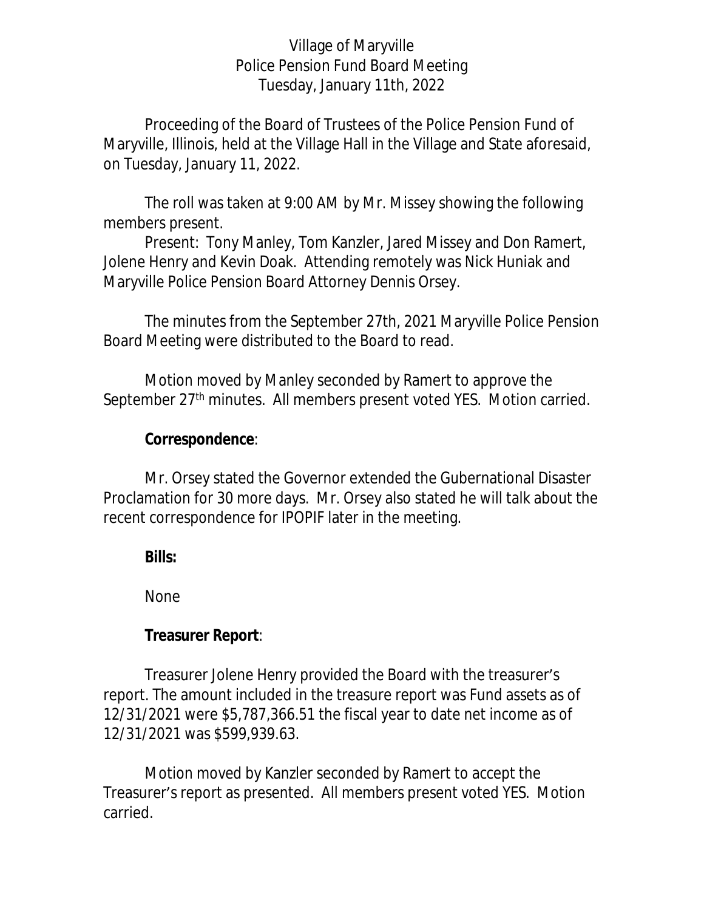Village of Maryville
Police Pension Fund Board Meeting
Tuesday, January 11th, 2022

Proceeding of the Board of Trustees of the Police Pension Fund of Maryville, Illinois, held at the Village Hall in the Village and State aforesaid, on Tuesday, January 11, 2022.

The roll was taken at 9:00 AM by Mr. Missey showing the following members present.

Present: Tony Manley, Tom Kanzler, Jared Missey and Don Ramert, Jolene Henry and Kevin Doak. Attending remotely was Nick Huniak and Maryville Police Pension Board Attorney Dennis Orsey.

The minutes from the September 27th, 2021 Maryville Police Pension Board Meeting were distributed to the Board to read.

Motion moved by Manley seconded by Ramert to approve the September 27th minutes. All members present voted YES. Motion carried.

**Correspondence**:

Mr. Orsey stated the Governor extended the Gubernational Disaster Proclamation for 30 more days. Mr. Orsey also stated he will talk about the recent correspondence for IPOPIF later in the meeting.

**Bills:**

None

**Treasurer Report**:

Treasurer Jolene Henry provided the Board with the treasurer's report. The amount included in the treasure report was Fund assets as of 12/31/2021 were $5,787,366.51 the fiscal year to date net income as of 12/31/2021 was $599,939.63.

Motion moved by Kanzler seconded by Ramert to accept the Treasurer's report as presented. All members present voted YES. Motion carried.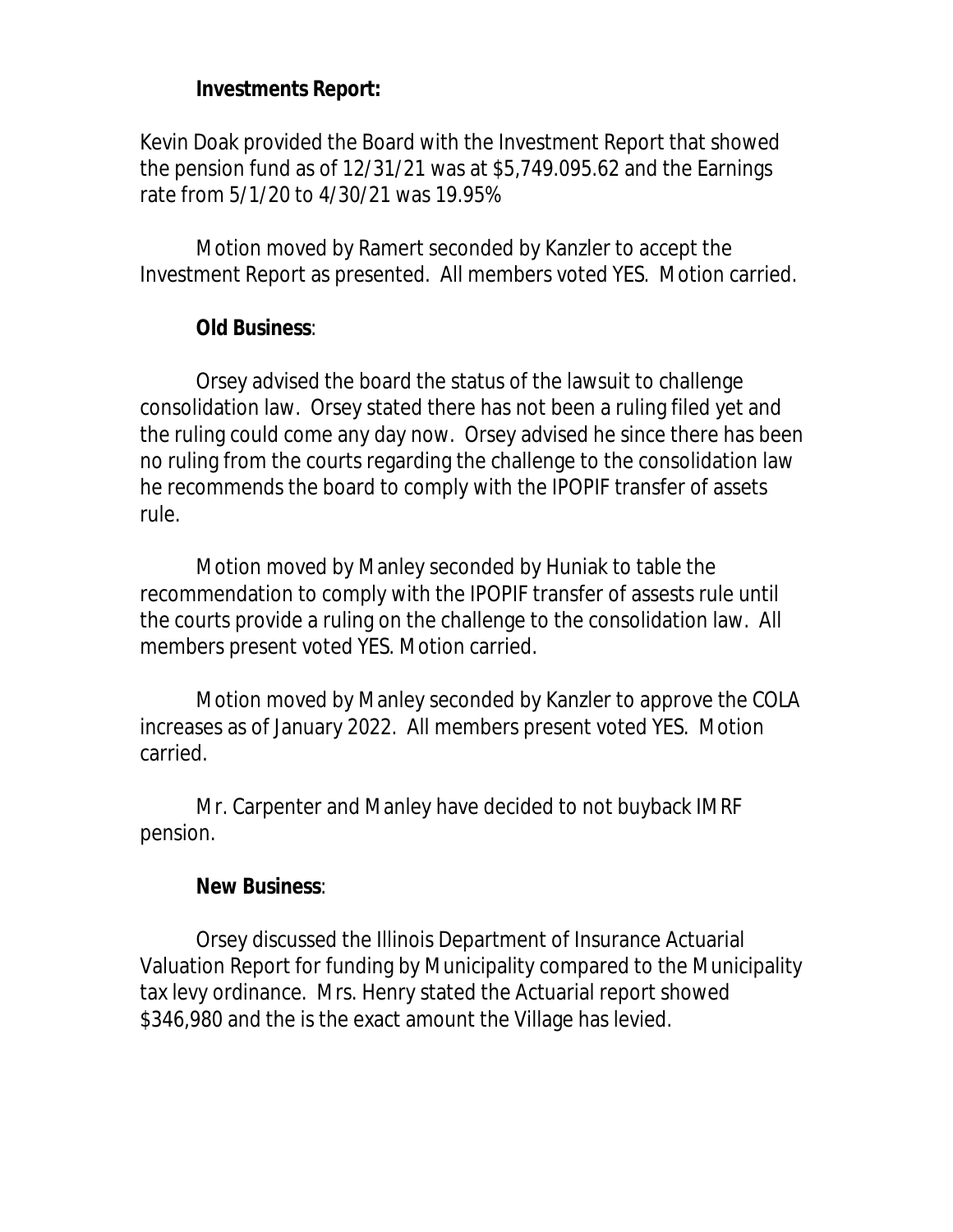**Investments Report:**

Kevin Doak provided the Board with the Investment Report that showed the pension fund as of 12/31/21 was at $5,749.095.62 and the Earnings rate from 5/1/20 to 4/30/21 was 19.95%

Motion moved by Ramert seconded by Kanzler to accept the Investment Report as presented. All members voted YES. Motion carried.

**Old Business**:

Orsey advised the board the status of the lawsuit to challenge consolidation law. Orsey stated there has not been a ruling filed yet and the ruling could come any day now. Orsey advised he since there has been no ruling from the courts regarding the challenge to the consolidation law he recommends the board to comply with the IPOPIF transfer of assets rule.

Motion moved by Manley seconded by Huniak to table the recommendation to comply with the IPOPIF transfer of assests rule until the courts provide a ruling on the challenge to the consolidation law. All members present voted YES. Motion carried.

Motion moved by Manley seconded by Kanzler to approve the COLA increases as of January 2022. All members present voted YES. Motion carried.

Mr. Carpenter and Manley have decided to not buyback IMRF pension.

**New Business**:

Orsey discussed the Illinois Department of Insurance Actuarial Valuation Report for funding by Municipality compared to the Municipality tax levy ordinance. Mrs. Henry stated the Actuarial report showed $346,980 and the is the exact amount the Village has levied.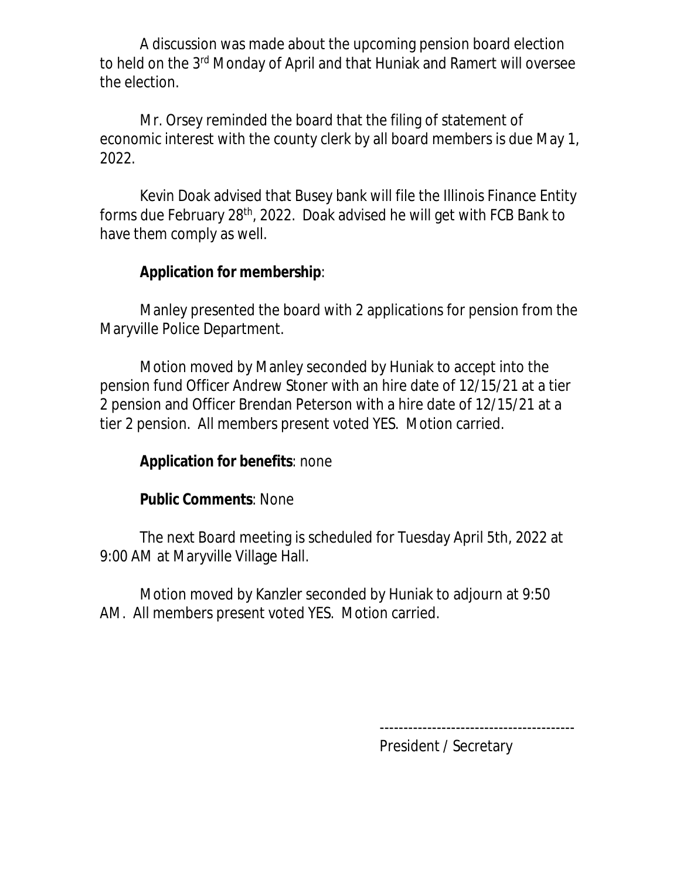A discussion was made about the upcoming pension board election to held on the 3rd Monday of April and that Huniak and Ramert will oversee the election.

Mr. Orsey reminded the board that the filing of statement of economic interest with the county clerk by all board members is due May 1, 2022.

Kevin Doak advised that Busey bank will file the Illinois Finance Entity forms due February 28th, 2022. Doak advised he will get with FCB Bank to have them comply as well.

**Application for membership**:

Manley presented the board with 2 applications for pension from the Maryville Police Department.

Motion moved by Manley seconded by Huniak to accept into the pension fund Officer Andrew Stoner with an hire date of 12/15/21 at a tier 2 pension and Officer Brendan Peterson with a hire date of 12/15/21 at a tier 2 pension. All members present voted YES. Motion carried.

**Application for benefits**: none

**Public Comments**: None

The next Board meeting is scheduled for Tuesday April 5th, 2022 at 9:00 AM at Maryville Village Hall.

Motion moved by Kanzler seconded by Huniak to adjourn at 9:50 AM. All members present voted YES. Motion carried.

-----------------------------------------

President / Secretary